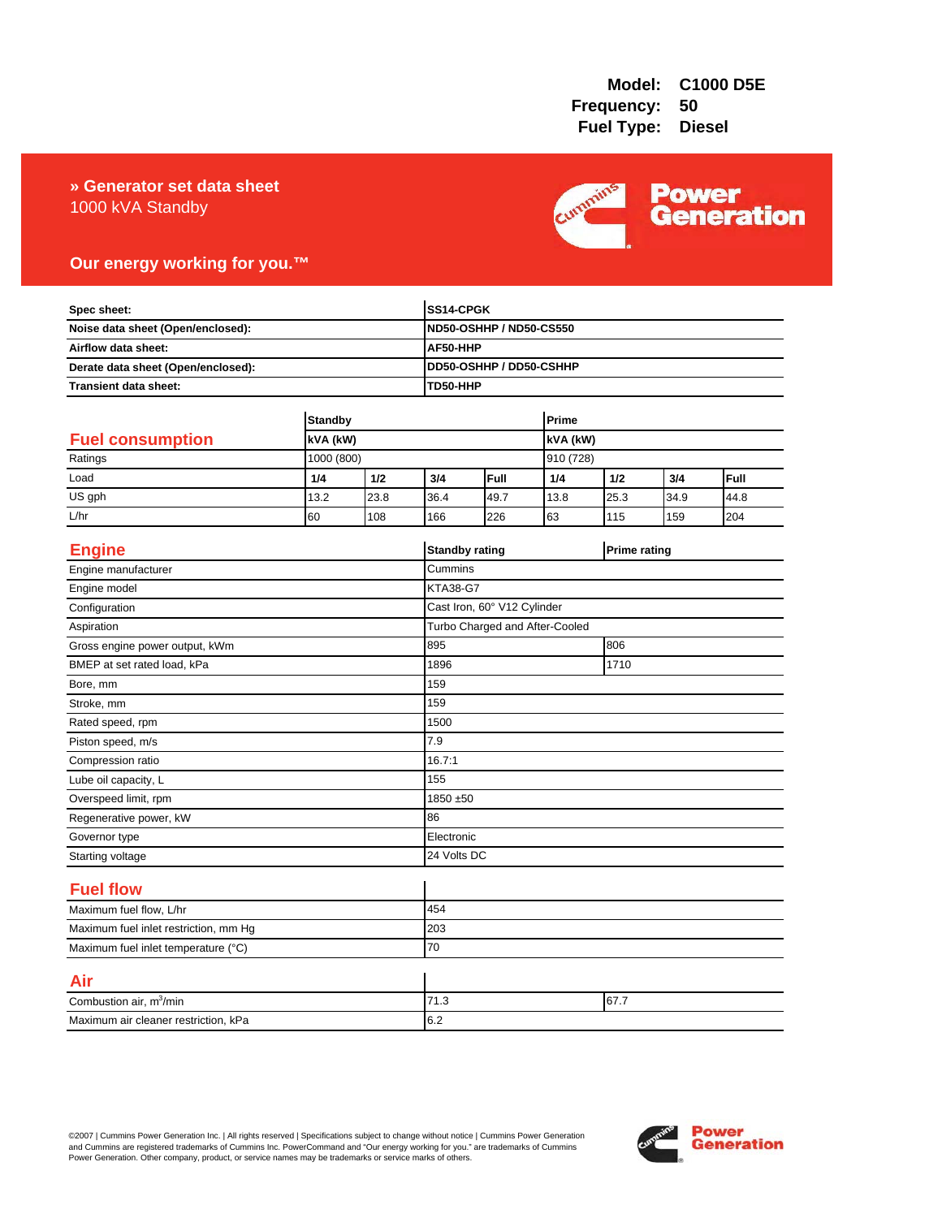**Model:** C1000 D5E
**Frequency:** 50
**Fuel Type:** Diesel

# » Generator set data sheet

1000 kVA Standby

**Our energy working for you.™**

| | |
|---|---|
| **Spec sheet:** | **SS14-CPGK** |
| **Noise data sheet (Open/enclosed):** | **ND50-OSHHP / ND50-CS550** |
| **Airflow data sheet:** | **AF50-HHP** |
| **Derate data sheet (Open/enclosed):** | **DD50-OSHHP / DD50-CSHHP** |
| **Transient data sheet:** | **TD50-HHP** |

## Fuel consumption

| | **Standby** | | | | **Prime** | | | |
|---|---|---|---|---|---|---|---|---|
| | **kVA (kW)** | | | | **kVA (kW)** | | | |
| Ratings | 1000 (800) | | | | 910 (728) | | | |
| Load | **1/4** | **1/2** | **3/4** | **Full** | **1/4** | **1/2** | **3/4** | **Full** |
| US gph | 13.2 | 23.8 | 36.4 | 49.7 | 13.8 | 25.3 | 34.9 | 44.8 |
| L/hr | 60 | 108 | 166 | 226 | 63 | 115 | 159 | 204 |

## Engine

| | **Standby rating** | **Prime rating** |
|---|---|---|
| Engine manufacturer | Cummins | |
| Engine model | KTA38-G7 | |
| Configuration | Cast Iron, 60° V12 Cylinder | |
| Aspiration | Turbo Charged and After-Cooled | |
| Gross engine power output, kWm | 895 | 806 |
| BMEP at set rated load, kPa | 1896 | 1710 |
| Bore, mm | 159 | |
| Stroke, mm | 159 | |
| Rated speed, rpm | 1500 | |
| Piston speed, m/s | 7.9 | |
| Compression ratio | 16.7:1 | |
| Lube oil capacity, L | 155 | |
| Overspeed limit, rpm | 1850 ±50 | |
| Regenerative power, kW | 86 | |
| Governor type | Electronic | |
| Starting voltage | 24 Volts DC | |

## Fuel flow

| | |
|---|---|
| Maximum fuel flow, L/hr | 454 |
| Maximum fuel inlet restriction, mm Hg | 203 |
| Maximum fuel inlet temperature (°C) | 70 |

## Air

| | | |
|---|---|---|
| Combustion air, $m^3$/min | 71.3 | 67.7 |
| Maximum air cleaner restriction, kPa | 6.2 | |

©2007 | Cummins Power Generation Inc. | All rights reserved | Specifications subject to change without notice | Cummins Power Generation and Cummins are registered trademarks of Cummins Inc. PowerCommand and "Our energy working for you." are trademarks of Cummins Power Generation. Other company, product, or service names may be trademarks or service marks of others.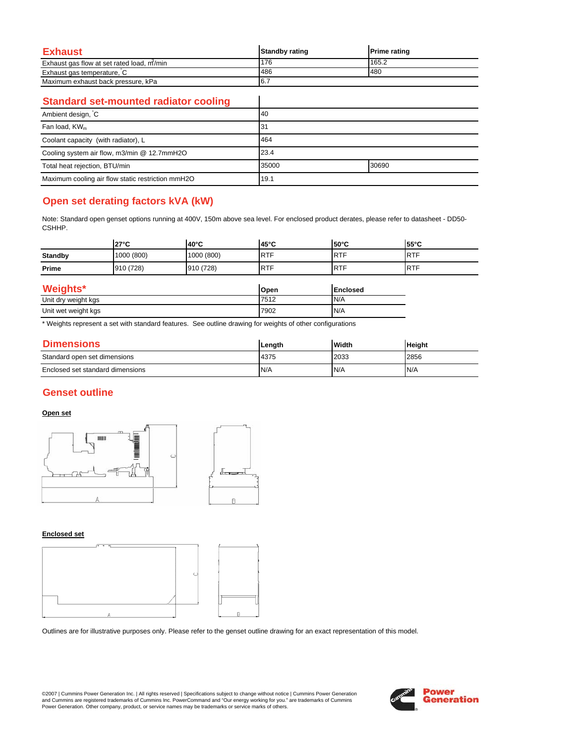## Exhaust

| Exhaust | Standby rating | Prime rating |
|---|---|---|
| Exhaust gas flow at set rated load, $m^3$/min | 176 | 165.2 |
| Exhaust gas temperature, °C | 486 | 480 |
| Maximum exhaust back pressure, kPa | 6.7 | |

## Standard set-mounted radiator cooling

| Standard set-mounted radiator cooling | | |
|---|---|---|
| Ambient design, °C | 40 | |
| Fan load, $KW_m$ | 31 | |
| Coolant capacity (with radiator), L | 464 | |
| Cooling system air flow, m3/min @ 12.7mmH2O | 23.4 | |
| Total heat rejection, BTU/min | 35000 | 30690 |
| Maximum cooling air flow static restriction mmH2O | 19.1 | |

## Open set derating factors kVA (kW)

Note: Standard open genset options running at 400V, 150m above sea level. For enclosed product derates, please refer to datasheet - DD50-CSHHP.

| | 27°C | 40°C | 45°C | 50°C | 55°C |
|---|---|---|---|---|---|
| **Standby** | 1000 (800) | 1000 (800) | RTF | RTF | RTF |
| **Prime** | 910 (728) | 910 (728) | RTF | RTF | RTF |

## Weights*

| Weights* | Open | Enclosed |
|---|---|---|
| Unit dry weight kgs | 7512 | N/A |
| Unit wet weight kgs | 7902 | N/A |

* Weights represent a set with standard features. See outline drawing for weights of other configurations

## Dimensions

| Dimensions | Length | Width | Height |
|---|---|---|---|
| Standard open set dimensions | 4375 | 2033 | 2856 |
| Enclosed set standard dimensions | N/A | N/A | N/A |

## Genset outline

**Open set**

**Enclosed set**

Outlines are for illustrative purposes only. Please refer to the genset outline drawing for an exact representation of this model.

©2007 | Cummins Power Generation Inc. | All rights reserved | Specifications subject to change without notice | Cummins Power Generation and Cummins are registered trademarks of Cummins Inc. PowerCommand and "Our energy working for you." are trademarks of Cummins Power Generation. Other company, product, or service names may be trademarks or service marks of others.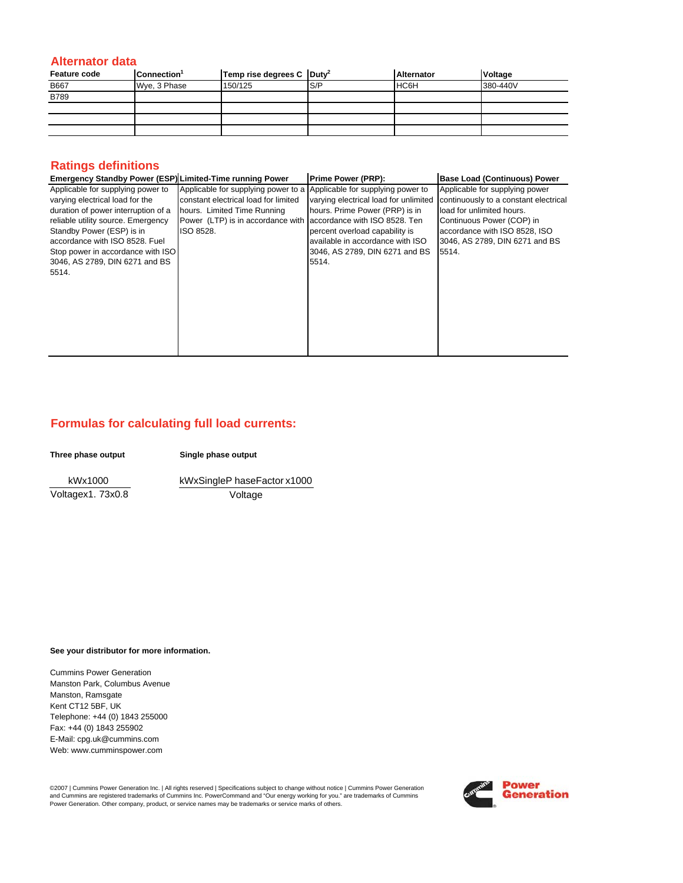## Alternator data

| Feature code | Connection[1] | Temp rise degrees C | Duty[2] | Alternator | Voltage |
|---|---|---|---|---|---|
| B667 | Wye, 3 Phase | 150/125 | S/P | HC6H | 380-440V |
| B789 | | | | | |
| | | | | | |
| | | | | | |
| | | | | | |

## Ratings definitions

| Emergency Standby Power (ESP) | Limited-Time running Power | Prime Power (PRP): | Base Load (Continuous) Power |
|---|---|---|---|
| Applicable for supplying power to varying electrical load for the duration of power interruption of a reliable utility source. Emergency Standby Power (ESP) is in accordance with ISO 8528. Fuel Stop power in accordance with ISO 3046, AS 2789, DIN 6271 and BS 5514. | Applicable for supplying power to a constant electrical load for limited hours. Limited Time Running Power (LTP) is in accordance with ISO 8528. | Applicable for supplying power to varying electrical load for unlimited hours. Prime Power (PRP) is in accordance with ISO 8528. Ten percent overload capability is available in accordance with ISO 3046, AS 2789, DIN 6271 and BS 5514. | Applicable for supplying power continuously to a constant electrical load for unlimited hours. Continuous Power (COP) in accordance with ISO 8528, ISO 3046, AS 2789, DIN 6271 and BS 5514. |

## Formulas for calculating full load currents:

**Three phase output**

$$\frac{kW \times 1000}{Voltage \times 1.73 \times 0.8}$$

**Single phase output**

$$\frac{kW \times SinglePhaseFactor \times 1000}{Voltage}$$

**See your distributor for more information.**

Cummins Power Generation
Manston Park, Columbus Avenue
Manston, Ramsgate
Kent CT12 5BF, UK
Telephone: +44 (0) 1843 255000
Fax: +44 (0) 1843 255902
E-Mail: cpg.uk@cummins.com
Web: www.cumminspower.com

©2007 | Cummins Power Generation Inc. | All rights reserved | Specifications subject to change without notice | Cummins Power Generation and Cummins are registered trademarks of Cummins Inc. PowerCommand and "Our energy working for you." are trademarks of Cummins Power Generation. Other company, product, or service names may be trademarks or service marks of others.

Power Generation